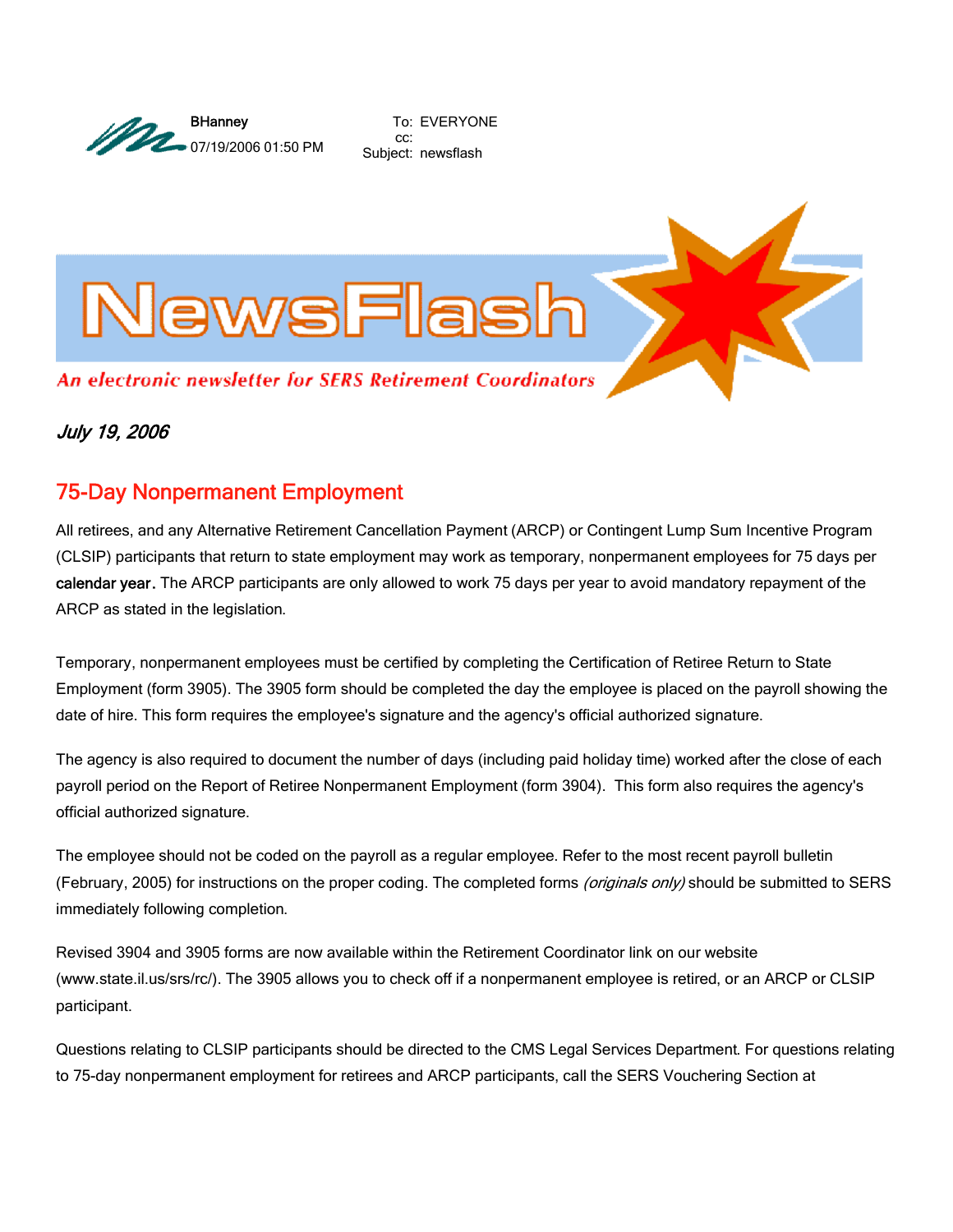BHanney
07/19/2006 01:50 PM

To: EVERYONE
cc:
Subject: newsflash

# NewsFlash

*An electronic newsletter for SERS Retirement Coordinators*

*July 19, 2006*

## 75-Day Nonpermanent Employment

All retirees, and any Alternative Retirement Cancellation Payment (ARCP) or Contingent Lump Sum Incentive Program (CLSIP) participants that return to state employment may work as temporary, nonpermanent employees for 75 days per **calendar year.** The ARCP participants are only allowed to work 75 days per year to avoid mandatory repayment of the ARCP as stated in the legislation.

Temporary, nonpermanent employees must be certified by completing the Certification of Retiree Return to State Employment (form 3905). The 3905 form should be completed the day the employee is placed on the payroll showing the date of hire. This form requires the employee's signature and the agency's official authorized signature.

The agency is also required to document the number of days (including paid holiday time) worked after the close of each payroll period on the Report of Retiree Nonpermanent Employment (form 3904). This form also requires the agency's official authorized signature.

The employee should not be coded on the payroll as a regular employee. Refer to the most recent payroll bulletin (February, 2005) for instructions on the proper coding. The completed forms *(originals only)* should be submitted to SERS immediately following completion.

Revised 3904 and 3905 forms are now available within the Retirement Coordinator link on our website (www.state.il.us/srs/rc/). The 3905 allows you to check off if a nonpermanent employee is retired, or an ARCP or CLSIP participant.

Questions relating to CLSIP participants should be directed to the CMS Legal Services Department. For questions relating to 75-day nonpermanent employment for retirees and ARCP participants, call the SERS Vouchering Section at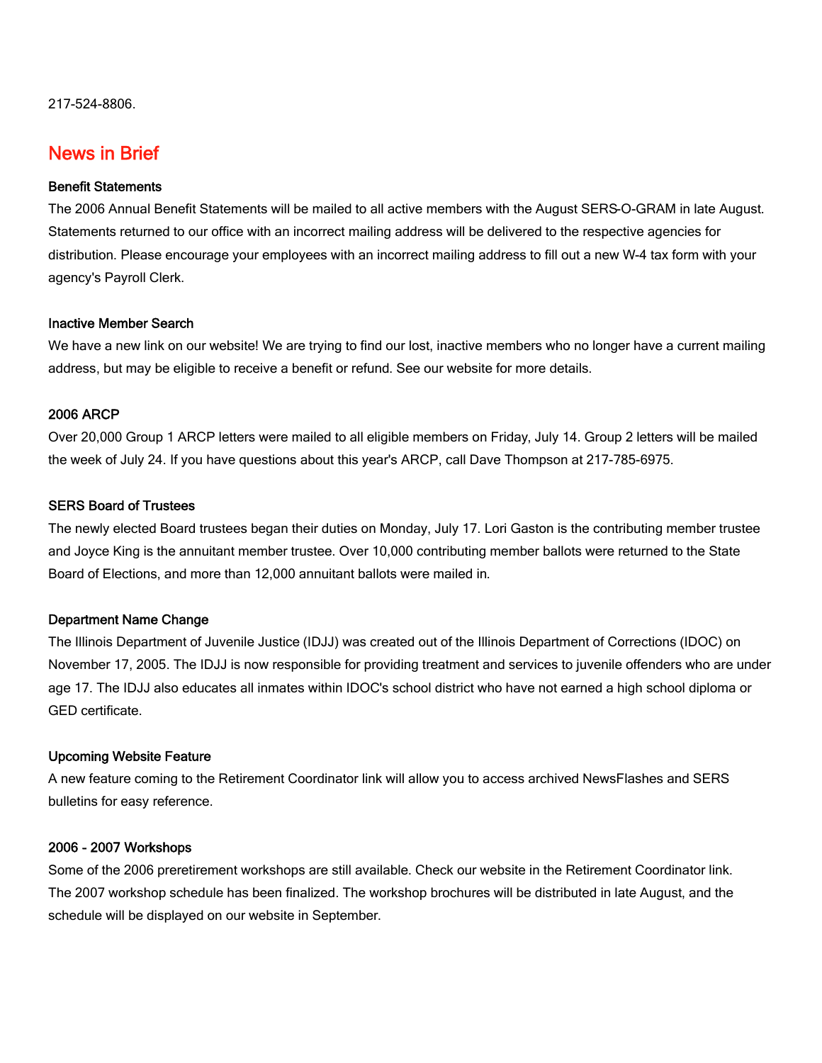217-524-8806.

## News in Brief

### Benefit Statements

The 2006 Annual Benefit Statements will be mailed to all active members with the August SERS-O-GRAM in late August. Statements returned to our office with an incorrect mailing address will be delivered to the respective agencies for distribution. Please encourage your employees with an incorrect mailing address to fill out a new W-4 tax form with your agency's Payroll Clerk.

### Inactive Member Search

We have a new link on our website! We are trying to find our lost, inactive members who no longer have a current mailing address, but may be eligible to receive a benefit or refund. See our website for more details.

### 2006 ARCP

Over 20,000 Group 1 ARCP letters were mailed to all eligible members on Friday, July 14. Group 2 letters will be mailed the week of July 24. If you have questions about this year's ARCP, call Dave Thompson at 217-785-6975.

### SERS Board of Trustees

The newly elected Board trustees began their duties on Monday, July 17. Lori Gaston is the contributing member trustee and Joyce King is the annuitant member trustee. Over 10,000 contributing member ballots were returned to the State Board of Elections, and more than 12,000 annuitant ballots were mailed in.

### Department Name Change

The Illinois Department of Juvenile Justice (IDJJ) was created out of the Illinois Department of Corrections (IDOC) on November 17, 2005. The IDJJ is now responsible for providing treatment and services to juvenile offenders who are under age 17. The IDJJ also educates all inmates within IDOC's school district who have not earned a high school diploma or GED certificate.

### Upcoming Website Feature

A new feature coming to the Retirement Coordinator link will allow you to access archived NewsFlashes and SERS bulletins for easy reference.

### 2006 - 2007 Workshops

Some of the 2006 preretirement workshops are still available. Check our website in the Retirement Coordinator link. The 2007 workshop schedule has been finalized. The workshop brochures will be distributed in late August, and the schedule will be displayed on our website in September.